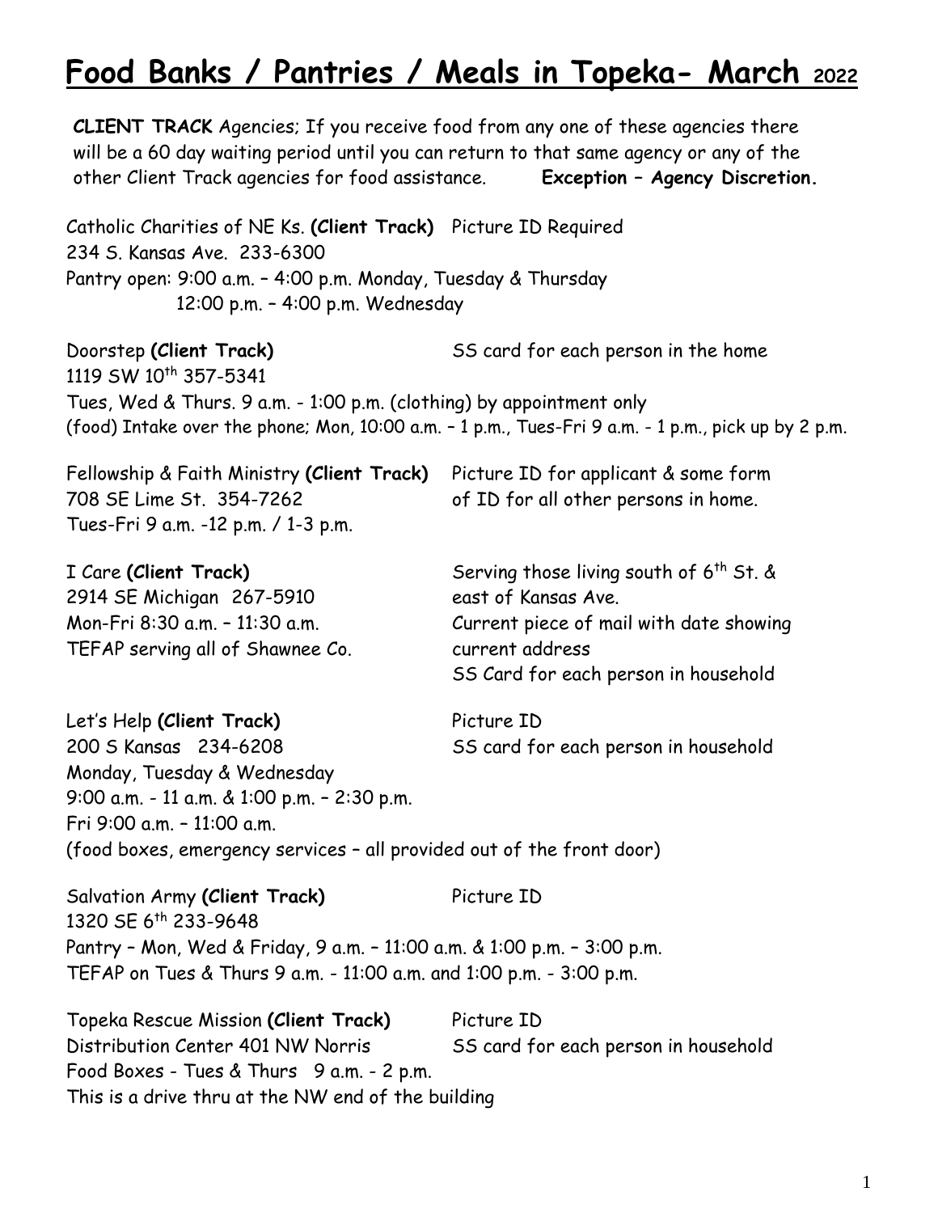# Food Banks / Pantries / Meals in Topeka- March 2022

**CLIENT TRACK** Agencies; If you receive food from any one of these agencies there will be a 60 day waiting period until you can return to that same agency or any of the other Client Track agencies for food assistance. **Exception – Agency Discretion.**

Catholic Charities of NE Ks. **(Client Track)** Picture ID Required
234 S. Kansas Ave. 233-6300
Pantry open: 9:00 a.m. – 4:00 p.m. Monday, Tuesday & Thursday
12:00 p.m. – 4:00 p.m. Wednesday

Doorstep **(Client Track)** SS card for each person in the home
1119 SW 10th 357-5341
Tues, Wed & Thurs. 9 a.m. - 1:00 p.m. (clothing) by appointment only
(food) Intake over the phone; Mon, 10:00 a.m. – 1 p.m., Tues-Fri 9 a.m. - 1 p.m., pick up by 2 p.m.

Fellowship & Faith Ministry **(Client Track)** Picture ID for applicant & some form of ID for all other persons in home.
708 SE Lime St. 354-7262
Tues-Fri 9 a.m. -12 p.m. / 1-3 p.m.

I Care **(Client Track)** Serving those living south of 6th St. & east of Kansas Ave.
2914 SE Michigan 267-5910
Mon-Fri 8:30 a.m. – 11:30 a.m.
TEFAP serving all of Shawnee Co.
Current piece of mail with date showing current address
SS Card for each person in household

Let's Help **(Client Track)** Picture ID
200 S Kansas 234-6208
SS card for each person in household
Monday, Tuesday & Wednesday
9:00 a.m. - 11 a.m. & 1:00 p.m. – 2:30 p.m.
Fri 9:00 a.m. – 11:00 a.m.
(food boxes, emergency services – all provided out of the front door)

Salvation Army **(Client Track)** Picture ID
1320 SE 6th 233-9648
Pantry – Mon, Wed & Friday, 9 a.m. – 11:00 a.m. & 1:00 p.m. – 3:00 p.m.
TEFAP on Tues & Thurs 9 a.m. - 11:00 a.m. and 1:00 p.m. - 3:00 p.m.

Topeka Rescue Mission **(Client Track)** Picture ID
Distribution Center 401 NW Norris
SS card for each person in household
Food Boxes - Tues & Thurs 9 a.m. - 2 p.m.
This is a drive thru at the NW end of the building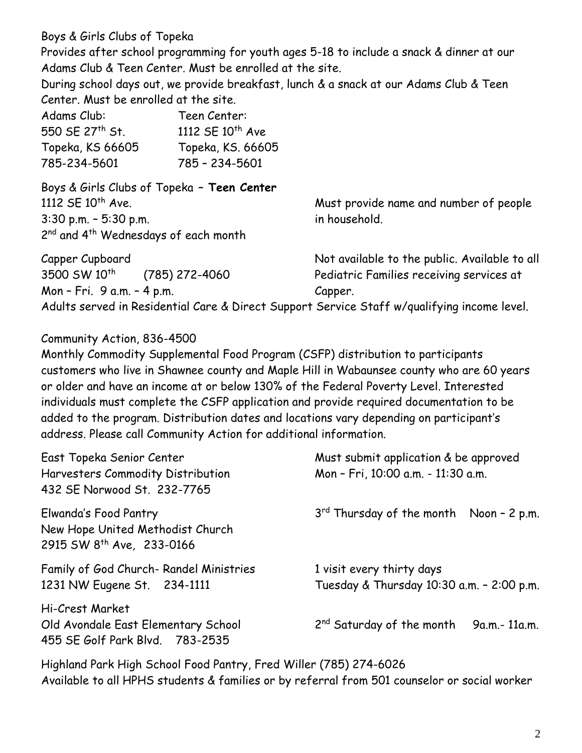Boys & Girls Clubs of Topeka

Provides after school programming for youth ages 5-18 to include a snack & dinner at our Adams Club & Teen Center. Must be enrolled at the site.

During school days out, we provide breakfast, lunch & a snack at our Adams Club & Teen Center. Must be enrolled at the site.

| Adams Club: | Teen Center: |
|---|---|
| 550 SE 27th St. | 1112 SE 10th Ave |
| Topeka, KS 66605 | Topeka, KS. 66605 |
| 785-234-5601 | 785 – 234-5601 |

Boys & Girls Clubs of Topeka – **Teen Center**
1112 SE 10th Ave.
3:30 p.m. – 5:30 p.m.
2nd and 4th Wednesdays of each month

Must provide name and number of people in household.

Capper Cupboard
3500 SW 10th (785) 272-4060
Mon – Fri. 9 a.m. – 4 p.m.

Not available to the public. Available to all Pediatric Families receiving services at Capper.

Adults served in Residential Care & Direct Support Service Staff w/qualifying income level.

Community Action, 836-4500

Monthly Commodity Supplemental Food Program (CSFP) distribution to participants customers who live in Shawnee county and Maple Hill in Wabaunsee county who are 60 years or older and have an income at or below 130% of the Federal Poverty Level. Interested individuals must complete the CSFP application and provide required documentation to be added to the program. Distribution dates and locations vary depending on participant's address. Please call Community Action for additional information.

East Topeka Senior Center
Harvesters Commodity Distribution
432 SE Norwood St. 232-7765

Must submit application & be approved
Mon – Fri, 10:00 a.m. - 11:30 a.m.

Elwanda's Food Pantry
New Hope United Methodist Church
2915 SW 8th Ave, 233-0166

3rd Thursday of the month Noon – 2 p.m.

Family of God Church- Randel Ministries
1231 NW Eugene St. 234-1111

1 visit every thirty days
Tuesday & Thursday 10:30 a.m. – 2:00 p.m.

Hi-Crest Market
Old Avondale East Elementary School
455 SE Golf Park Blvd. 783-2535

2nd Saturday of the month 9a.m.- 11a.m.

Highland Park High School Food Pantry, Fred Willer (785) 274-6026

Available to all HPHS students & families or by referral from 501 counselor or social worker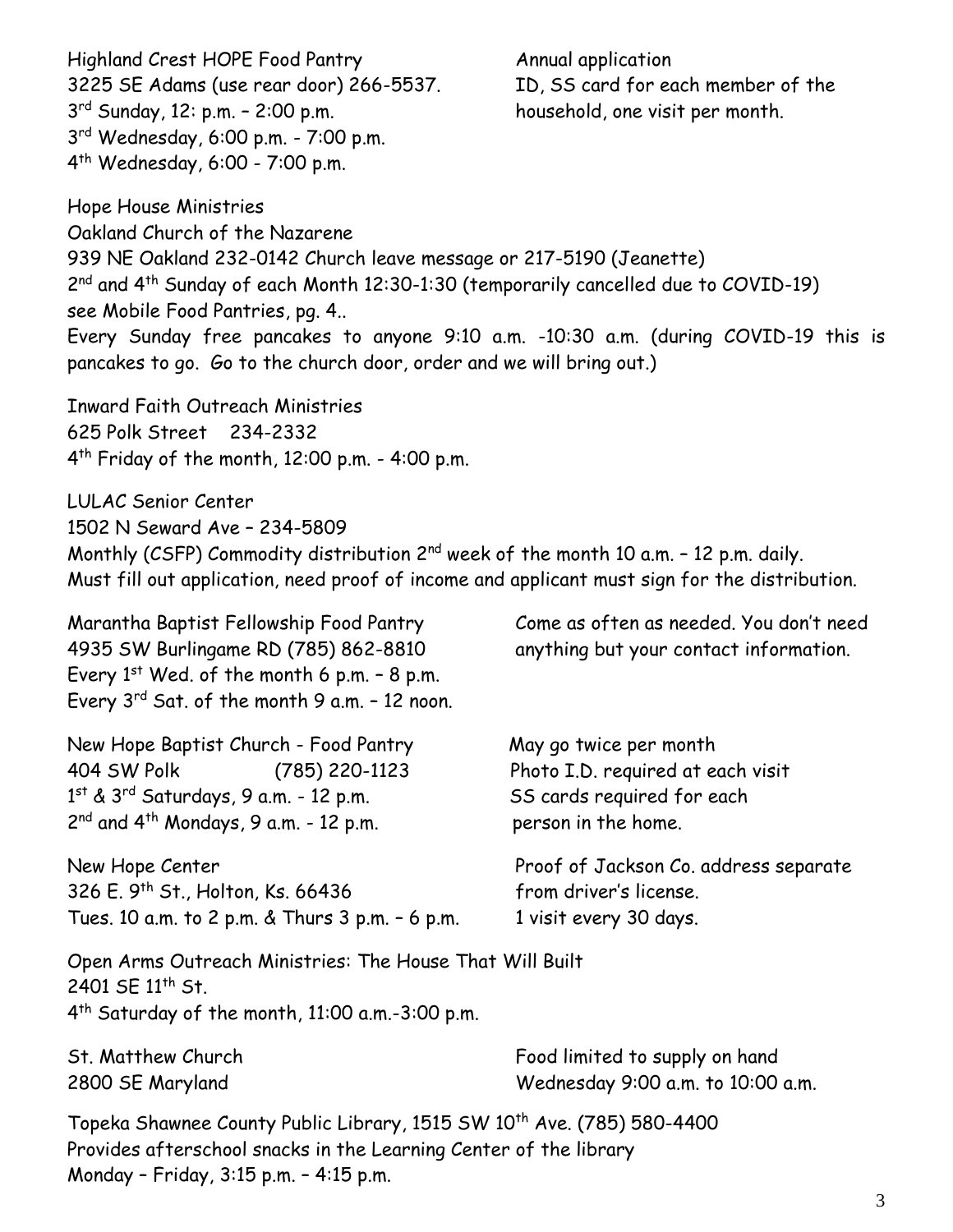Highland Crest HOPE Food Pantry
3225 SE Adams (use rear door) 266-5537.
3rd Sunday, 12: p.m. – 2:00 p.m.
3rd Wednesday, 6:00 p.m. - 7:00 p.m.
4th Wednesday, 6:00 - 7:00 p.m.

Annual application
ID, SS card for each member of the household, one visit per month.

Hope House Ministries
Oakland Church of the Nazarene
939 NE Oakland 232-0142 Church leave message or 217-5190 (Jeanette)
2nd and 4th Sunday of each Month 12:30-1:30 (temporarily cancelled due to COVID-19) see Mobile Food Pantries, pg. 4..
Every Sunday free pancakes to anyone 9:10 a.m. -10:30 a.m. (during COVID-19 this is pancakes to go. Go to the church door, order and we will bring out.)

Inward Faith Outreach Ministries
625 Polk Street 234-2332
4th Friday of the month, 12:00 p.m. - 4:00 p.m.

LULAC Senior Center
1502 N Seward Ave – 234-5809
Monthly (CSFP) Commodity distribution 2nd week of the month 10 a.m. – 12 p.m. daily. Must fill out application, need proof of income and applicant must sign for the distribution.

Marantha Baptist Fellowship Food Pantry
4935 SW Burlingame RD (785) 862-8810
Every 1st Wed. of the month 6 p.m. – 8 p.m.
Every 3rd Sat. of the month 9 a.m. – 12 noon.

Come as often as needed. You don't need anything but your contact information.

New Hope Baptist Church - Food Pantry
404 SW Polk (785) 220-1123
1st & 3rd Saturdays, 9 a.m. - 12 p.m.
2nd and 4th Mondays, 9 a.m. - 12 p.m.

May go twice per month
Photo I.D. required at each visit
SS cards required for each person in the home.

New Hope Center
326 E. 9th St., Holton, Ks. 66436
Tues. 10 a.m. to 2 p.m. & Thurs 3 p.m. – 6 p.m.

Proof of Jackson Co. address separate from driver's license.
1 visit every 30 days.

Open Arms Outreach Ministries: The House That Will Built
2401 SE 11th St.
4th Saturday of the month, 11:00 a.m.-3:00 p.m.

St. Matthew Church
2800 SE Maryland

Food limited to supply on hand
Wednesday 9:00 a.m. to 10:00 a.m.

Topeka Shawnee County Public Library, 1515 SW 10th Ave. (785) 580-4400
Provides afterschool snacks in the Learning Center of the library
Monday – Friday, 3:15 p.m. – 4:15 p.m.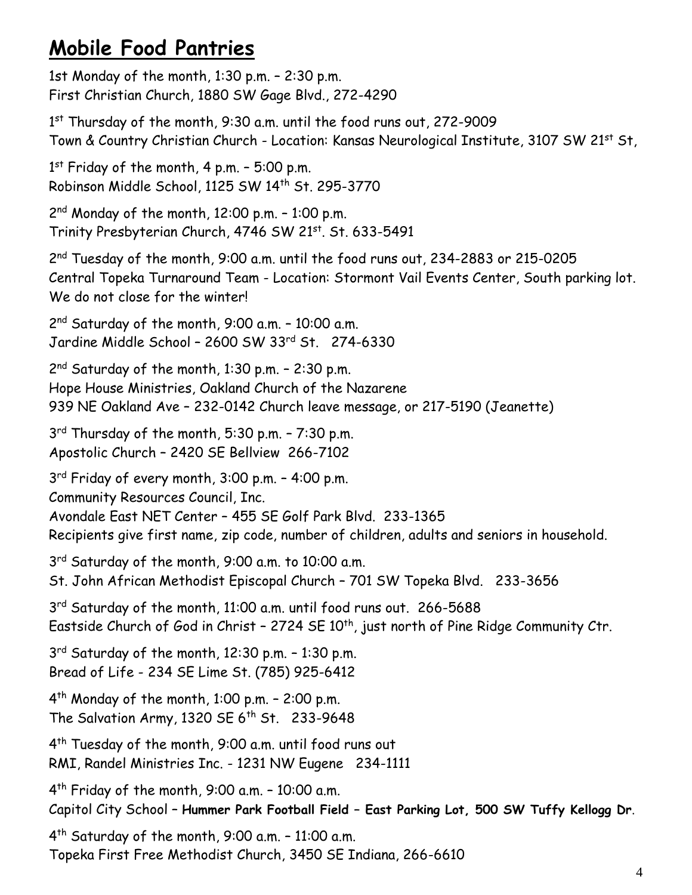## Mobile Food Pantries

1st Monday of the month, 1:30 p.m. – 2:30 p.m.
First Christian Church, 1880 SW Gage Blvd., 272-4290

1st Thursday of the month, 9:30 a.m. until the food runs out, 272-9009
Town & Country Christian Church - Location: Kansas Neurological Institute, 3107 SW 21st St,

1st Friday of the month, 4 p.m. – 5:00 p.m.
Robinson Middle School, 1125 SW 14th St. 295-3770

2nd Monday of the month, 12:00 p.m. – 1:00 p.m.
Trinity Presbyterian Church, 4746 SW 21st. St. 633-5491

2nd Tuesday of the month, 9:00 a.m. until the food runs out, 234-2883 or 215-0205
Central Topeka Turnaround Team - Location: Stormont Vail Events Center, South parking lot.
We do not close for the winter!

2nd Saturday of the month, 9:00 a.m. – 10:00 a.m.
Jardine Middle School – 2600 SW 33rd St. 274-6330

2nd Saturday of the month, 1:30 p.m. – 2:30 p.m.
Hope House Ministries, Oakland Church of the Nazarene
939 NE Oakland Ave – 232-0142 Church leave message, or 217-5190 (Jeanette)

3rd Thursday of the month, 5:30 p.m. – 7:30 p.m.
Apostolic Church – 2420 SE Bellview 266-7102

3rd Friday of every month, 3:00 p.m. – 4:00 p.m.
Community Resources Council, Inc.
Avondale East NET Center – 455 SE Golf Park Blvd. 233-1365
Recipients give first name, zip code, number of children, adults and seniors in household.

3rd Saturday of the month, 9:00 a.m. to 10:00 a.m.
St. John African Methodist Episcopal Church – 701 SW Topeka Blvd. 233-3656

3rd Saturday of the month, 11:00 a.m. until food runs out. 266-5688
Eastside Church of God in Christ – 2724 SE 10th, just north of Pine Ridge Community Ctr.

3rd Saturday of the month, 12:30 p.m. – 1:30 p.m.
Bread of Life - 234 SE Lime St. (785) 925-6412

4th Monday of the month, 1:00 p.m. – 2:00 p.m.
The Salvation Army, 1320 SE 6th St. 233-9648

4th Tuesday of the month, 9:00 a.m. until food runs out
RMI, Randel Ministries Inc. - 1231 NW Eugene 234-1111

4th Friday of the month, 9:00 a.m. – 10:00 a.m.
Capitol City School – **Hummer Park Football Field – East Parking Lot, 500 SW Tuffy Kellogg Dr**.

4th Saturday of the month, 9:00 a.m. – 11:00 a.m.
Topeka First Free Methodist Church, 3450 SE Indiana, 266-6610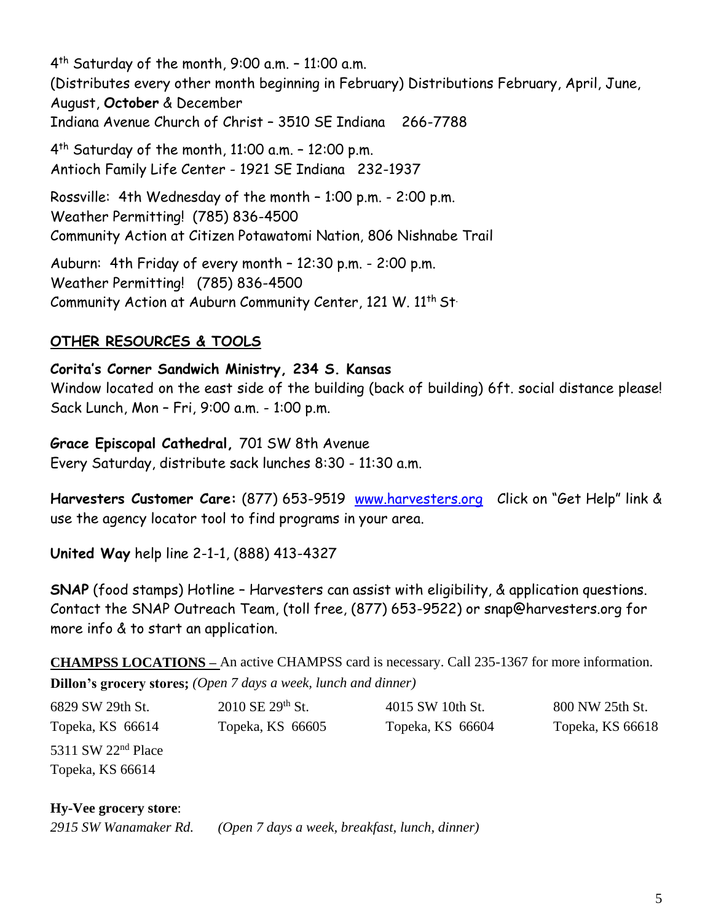4th Saturday of the month, 9:00 a.m. – 11:00 a.m.
(Distributes every other month beginning in February) Distributions February, April, June, August, **October** & December
Indiana Avenue Church of Christ – 3510 SE Indiana   266-7788

4th Saturday of the month, 11:00 a.m. – 12:00 p.m.
Antioch Family Life Center - 1921 SE Indiana   232-1937

Rossville: 4th Wednesday of the month – 1:00 p.m. - 2:00 p.m.
Weather Permitting! (785) 836-4500
Community Action at Citizen Potawatomi Nation, 806 Nishnabe Trail

Auburn: 4th Friday of every month – 12:30 p.m. - 2:00 p.m.
Weather Permitting! (785) 836-4500
Community Action at Auburn Community Center, 121 W. 11th St.

## OTHER RESOURCES & TOOLS

**Corita's Corner Sandwich Ministry, 234 S. Kansas**
Window located on the east side of the building (back of building) 6ft. social distance please!
Sack Lunch, Mon – Fri, 9:00 a.m. - 1:00 p.m.

**Grace Episcopal Cathedral,** 701 SW 8th Avenue
Every Saturday, distribute sack lunches 8:30 - 11:30 a.m.

**Harvesters Customer Care:** (877) 653-9519 [www.harvesters.org](http://www.harvesters.org) Click on "Get Help" link & use the agency locator tool to find programs in your area.

**United Way** help line 2-1-1, (888) 413-4327

**SNAP** (food stamps) Hotline – Harvesters can assist with eligibility, & application questions. Contact the SNAP Outreach Team, (toll free, (877) 653-9522) or snap@harvesters.org for more info & to start an application.

**CHAMPSS LOCATIONS –** An active CHAMPSS card is necessary. Call 235-1367 for more information.

**Dillon's grocery stores;** *(Open 7 days a week, lunch and dinner)*

| | | | |
|---|---|---|---|
| 6829 SW 29th St.<br>Topeka, KS 66614 | 2010 SE 29th St.<br>Topeka, KS 66605 | 4015 SW 10th St.<br>Topeka, KS 66604 | 800 NW 25th St.<br>Topeka, KS 66618 |
| 5311 SW 22nd Place<br>Topeka, KS 66614 | | | |

**Hy-Vee grocery store**:
*2915 SW Wanamaker Rd.*   *(Open 7 days a week, breakfast, lunch, dinner)*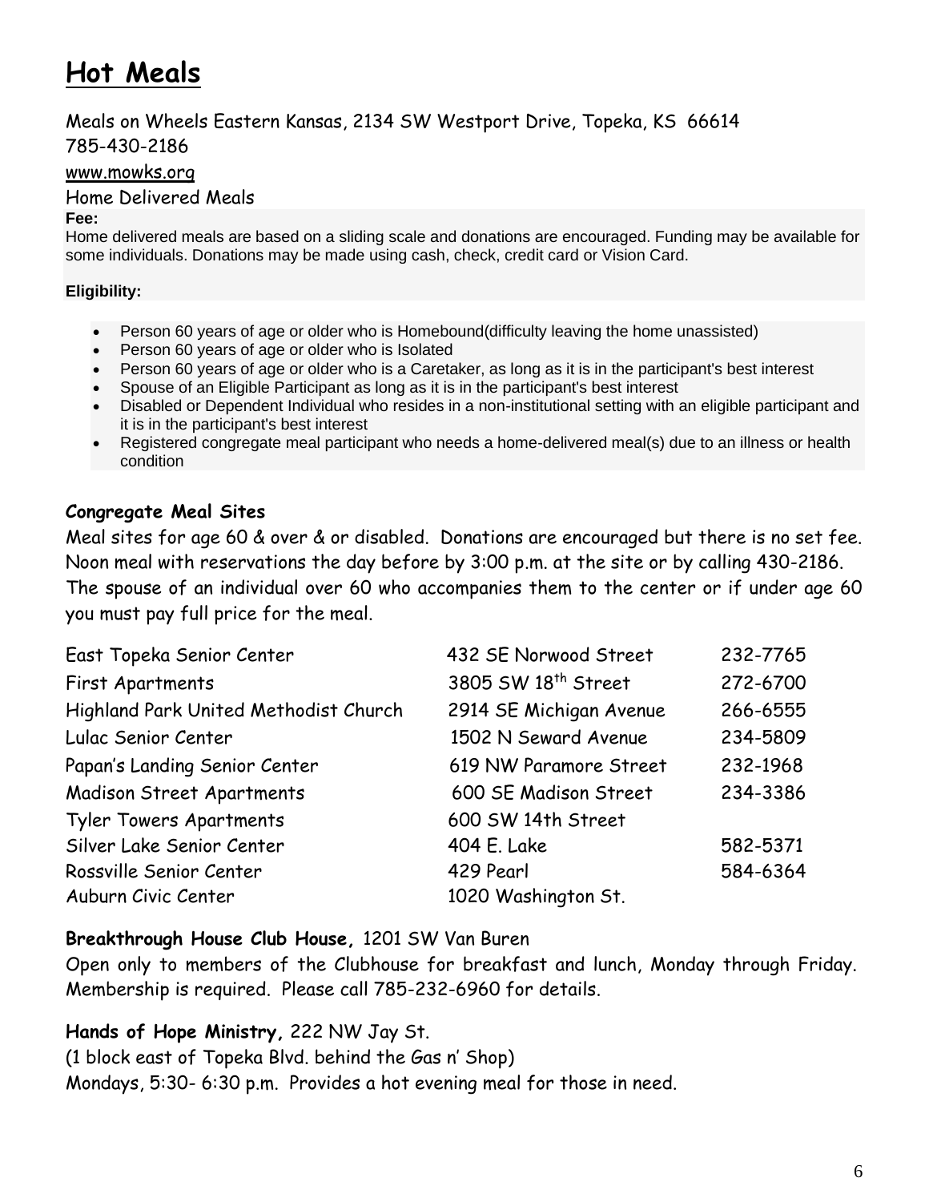# Hot Meals

Meals on Wheels Eastern Kansas, 2134 SW Westport Drive, Topeka, KS 66614
785-430-2186
www.mowks.org

Home Delivered Meals

**Fee:**
Home delivered meals are based on a sliding scale and donations are encouraged. Funding may be available for some individuals. Donations may be made using cash, check, credit card or Vision Card.

**Eligibility:**

- Person 60 years of age or older who is Homebound(difficulty leaving the home unassisted)
- Person 60 years of age or older who is Isolated
- Person 60 years of age or older who is a Caretaker, as long as it is in the participant's best interest
- Spouse of an Eligible Participant as long as it is in the participant's best interest
- Disabled or Dependent Individual who resides in a non-institutional setting with an eligible participant and it is in the participant's best interest
- Registered congregate meal participant who needs a home-delivered meal(s) due to an illness or health condition

**Congregate Meal Sites**

Meal sites for age 60 & over & or disabled. Donations are encouraged but there is no set fee. Noon meal with reservations the day before by 3:00 p.m. at the site or by calling 430-2186. The spouse of an individual over 60 who accompanies them to the center or if under age 60 you must pay full price for the meal.

| | | |
|---|---|---|
| East Topeka Senior Center | 432 SE Norwood Street | 232-7765 |
| First Apartments | 3805 SW 18th Street | 272-6700 |
| Highland Park United Methodist Church | 2914 SE Michigan Avenue | 266-6555 |
| Lulac Senior Center | 1502 N Seward Avenue | 234-5809 |
| Papan's Landing Senior Center | 619 NW Paramore Street | 232-1968 |
| Madison Street Apartments | 600 SE Madison Street | 234-3386 |
| Tyler Towers Apartments | 600 SW 14th Street | |
| Silver Lake Senior Center | 404 E. Lake | 582-5371 |
| Rossville Senior Center | 429 Pearl | 584-6364 |
| Auburn Civic Center | 1020 Washington St. | |

**Breakthrough House Club House,** 1201 SW Van Buren
Open only to members of the Clubhouse for breakfast and lunch, Monday through Friday. Membership is required. Please call 785-232-6960 for details.

**Hands of Hope Ministry,** 222 NW Jay St.
(1 block east of Topeka Blvd. behind the Gas n' Shop)
Mondays, 5:30- 6:30 p.m. Provides a hot evening meal for those in need.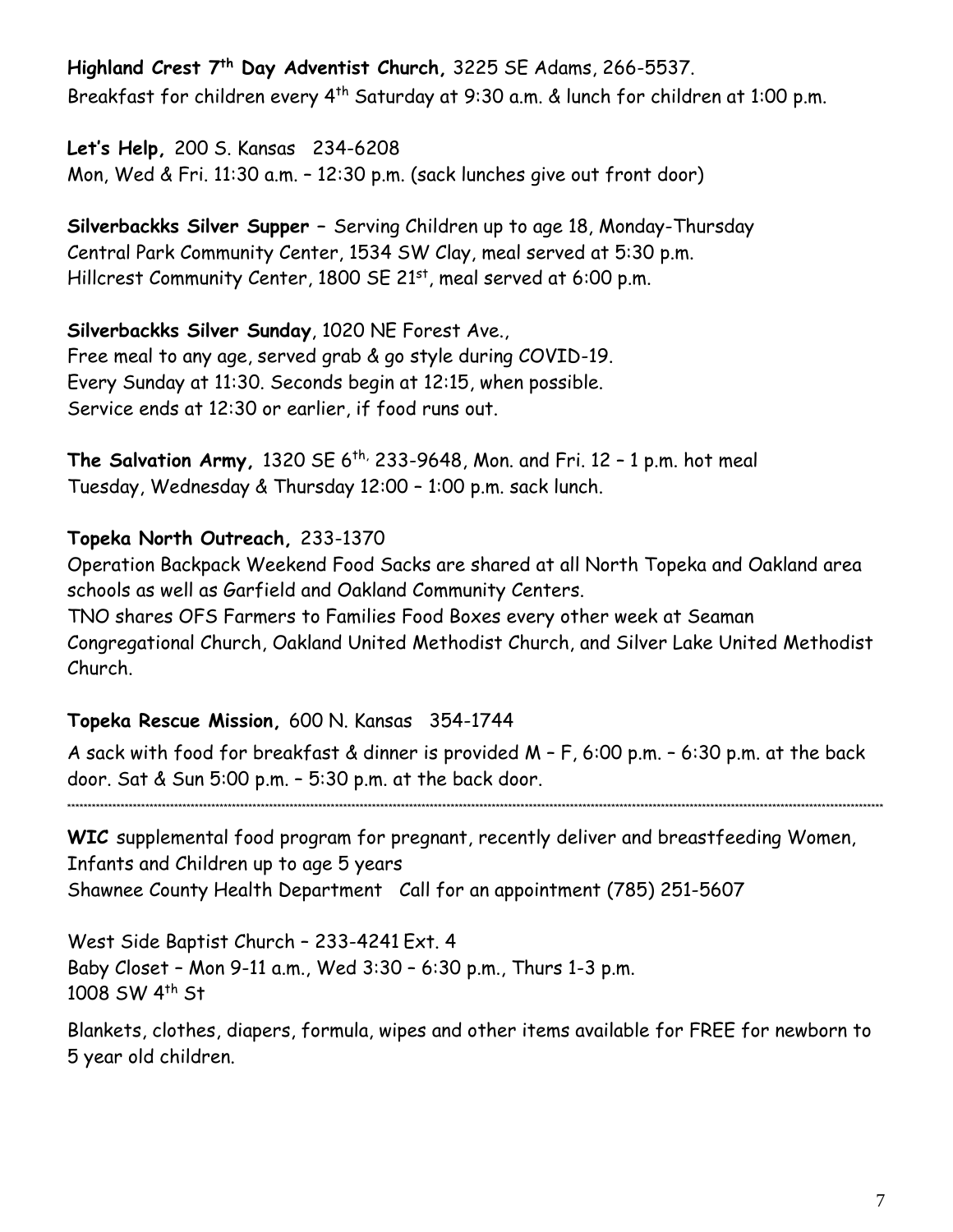**Highland Crest 7th Day Adventist Church,** 3225 SE Adams, 266-5537.
Breakfast for children every 4th Saturday at 9:30 a.m. & lunch for children at 1:00 p.m.

**Let's Help,** 200 S. Kansas 234-6208
Mon, Wed & Fri. 11:30 a.m. – 12:30 p.m. (sack lunches give out front door)

**Silverbackks Silver Supper** – Serving Children up to age 18, Monday-Thursday
Central Park Community Center, 1534 SW Clay, meal served at 5:30 p.m.
Hillcrest Community Center, 1800 SE 21st, meal served at 6:00 p.m.

**Silverbackks Silver Sunday**, 1020 NE Forest Ave.,
Free meal to any age, served grab & go style during COVID-19.
Every Sunday at 11:30. Seconds begin at 12:15, when possible.
Service ends at 12:30 or earlier, if food runs out.

**The Salvation Army,** 1320 SE 6th, 233-9648, Mon. and Fri. 12 – 1 p.m. hot meal
Tuesday, Wednesday & Thursday 12:00 – 1:00 p.m. sack lunch.

**Topeka North Outreach,** 233-1370
Operation Backpack Weekend Food Sacks are shared at all North Topeka and Oakland area schools as well as Garfield and Oakland Community Centers.
TNO shares OFS Farmers to Families Food Boxes every other week at Seaman Congregational Church, Oakland United Methodist Church, and Silver Lake United Methodist Church.

**Topeka Rescue Mission,** 600 N. Kansas 354-1744

A sack with food for breakfast & dinner is provided M – F, 6:00 p.m. – 6:30 p.m. at the back door. Sat & Sun 5:00 p.m. – 5:30 p.m. at the back door.

---

**WIC** supplemental food program for pregnant, recently deliver and breastfeeding Women, Infants and Children up to age 5 years
Shawnee County Health Department Call for an appointment (785) 251-5607

West Side Baptist Church – 233-4241 Ext. 4
Baby Closet – Mon 9-11 a.m., Wed 3:30 – 6:30 p.m., Thurs 1-3 p.m.
1008 SW 4th St

Blankets, clothes, diapers, formula, wipes and other items available for FREE for newborn to 5 year old children.